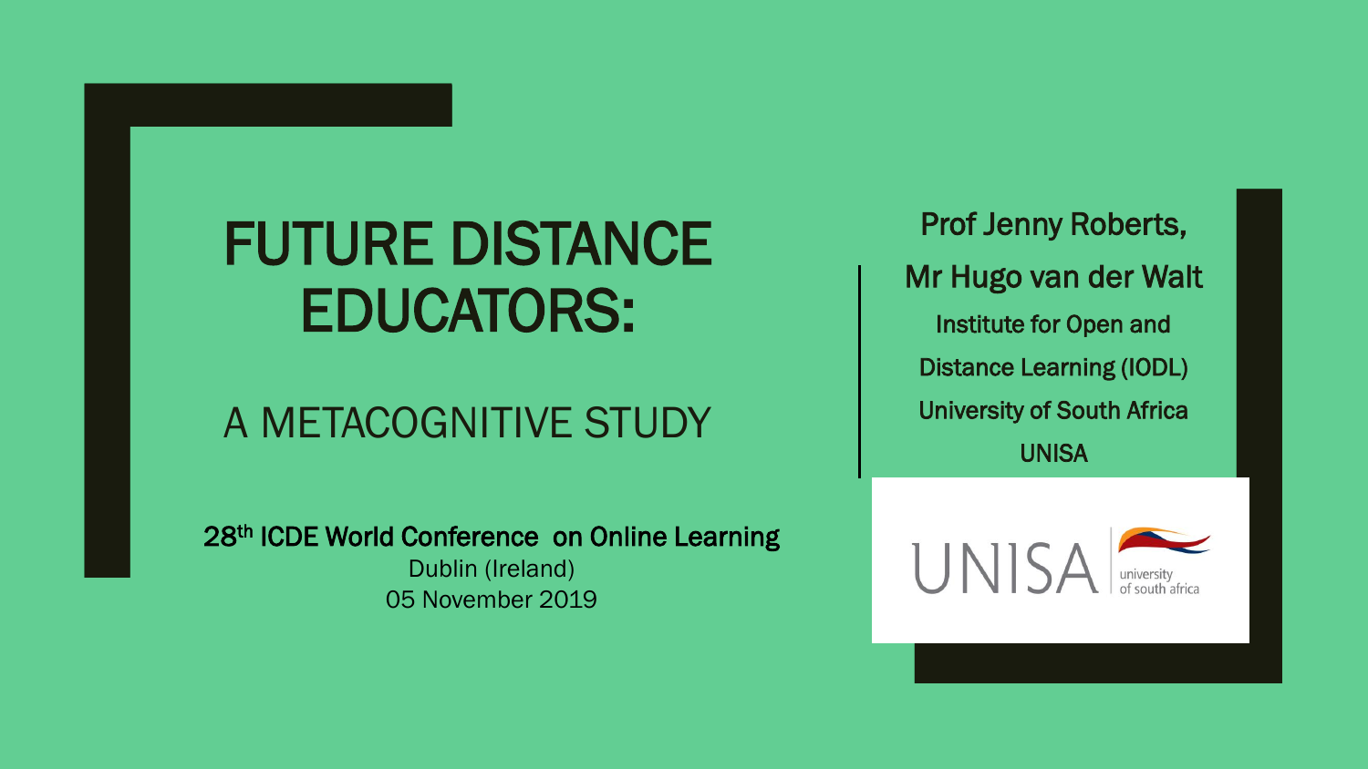# FUTURE DISTANCE EDUCATORS:

## A METACOGNITIVE STUDY

**28th ICDE World Conference on Online Learning**

Dublin (Ireland)

05 November 2019

**Prof Jenny Roberts,**

**Mr Hugo van der Walt**

**Institute for Open and Distance Learning (IODL)**

**University of South Africa**

**UNISA**

UNISA university of south africa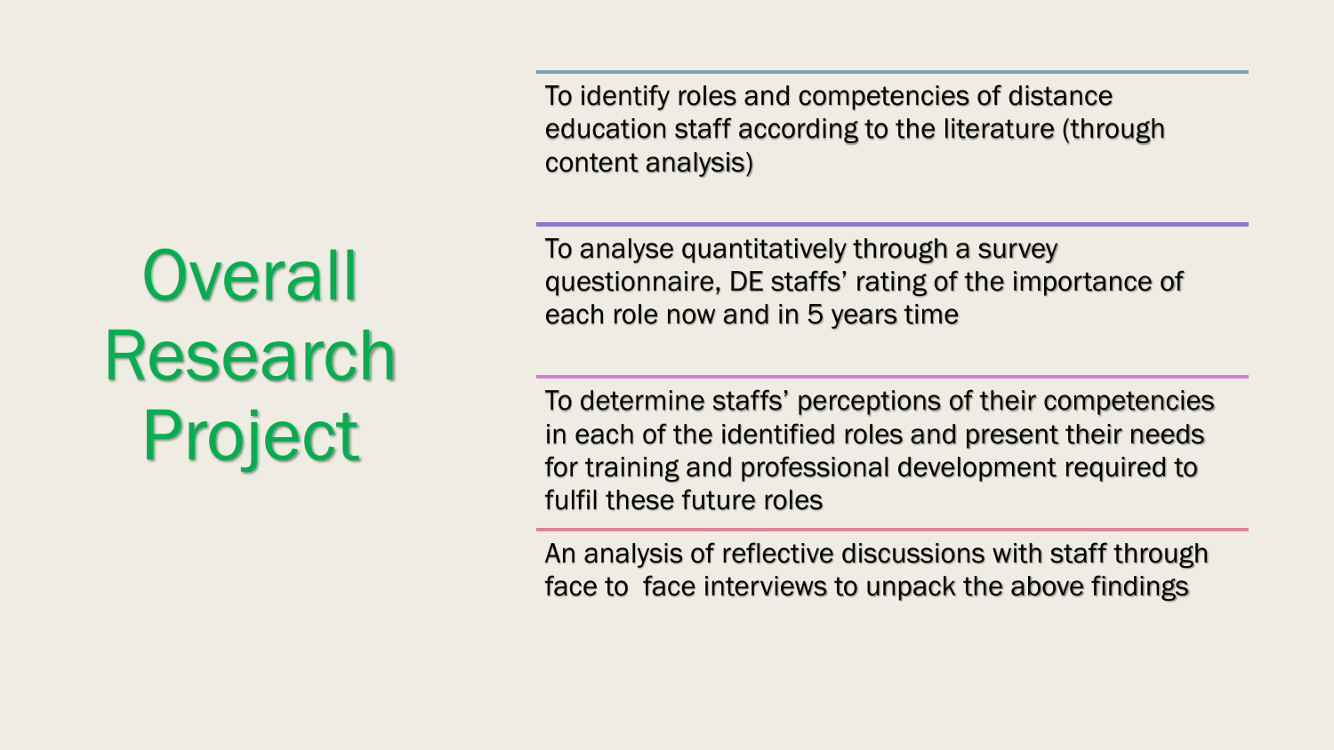# Overall Research Project

- To identify roles and competencies of distance education staff according to the literature (through content analysis)
- To analyse quantitatively through a survey questionnaire, DE staffs' rating of the importance of each role now and in 5 years time
- To determine staffs' perceptions of their competencies in each of the identified roles and present their needs for training and professional development required to fulfil these future roles
- An analysis of reflective discussions with staff through face to face interviews to unpack the above findings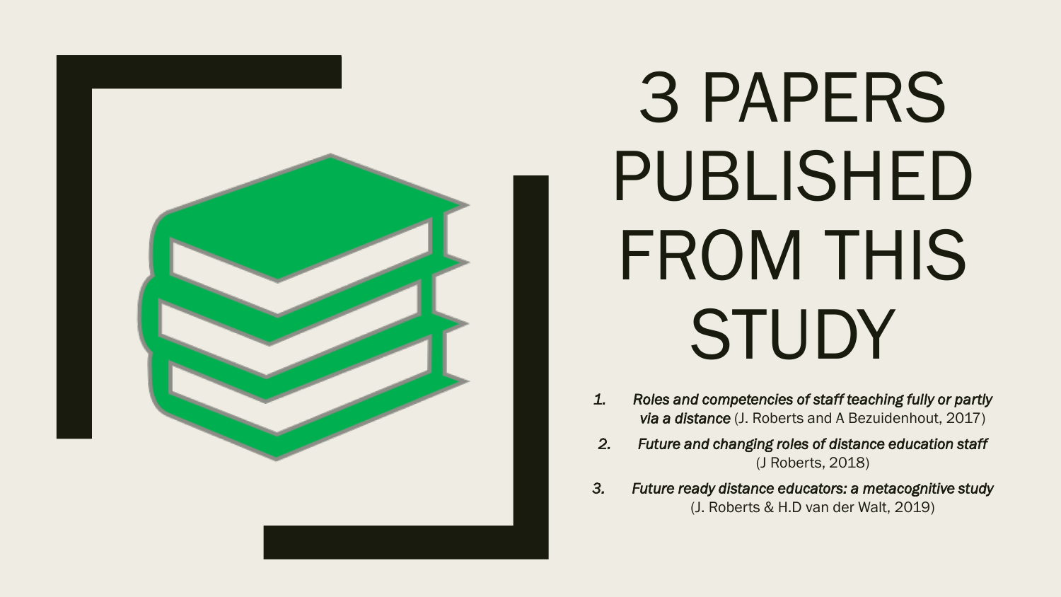# 3 PAPERS PUBLISHED FROM THIS STUDY

1. *Roles and competencies of staff teaching fully or partly via a distance* (J. Roberts and A Bezuidenhout, 2017)
2. *Future and changing roles of distance education staff* (J Roberts, 2018)
3. *Future ready distance educators: a metacognitive study* (J. Roberts & H.D van der Walt, 2019)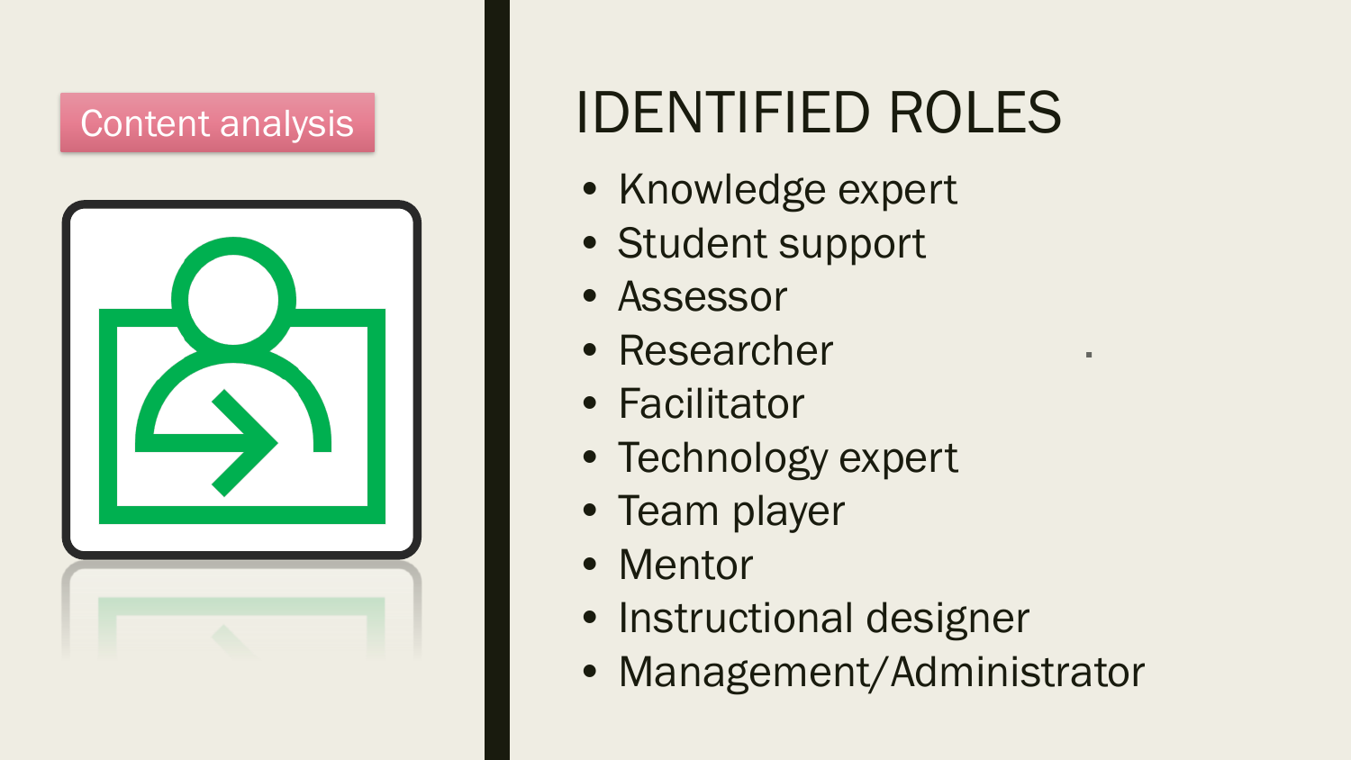Content analysis

# IDENTIFIED ROLES

- Knowledge expert
- Student support
- Assessor
- Researcher
- Facilitator
- Technology expert
- Team player
- Mentor
- Instructional designer
- Management/Administrator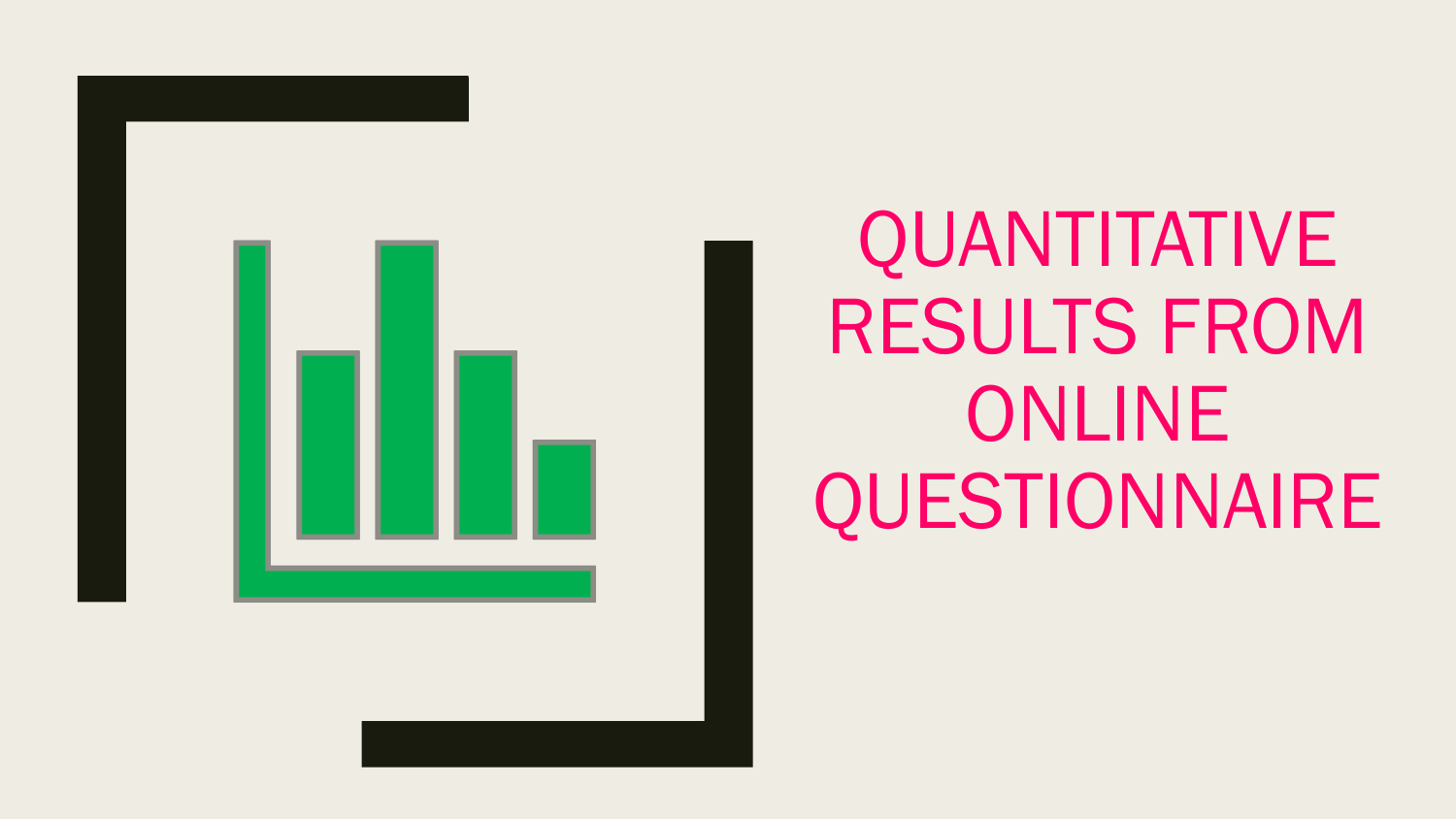# QUANTITATIVE RESULTS FROM ONLINE QUESTIONNAIRE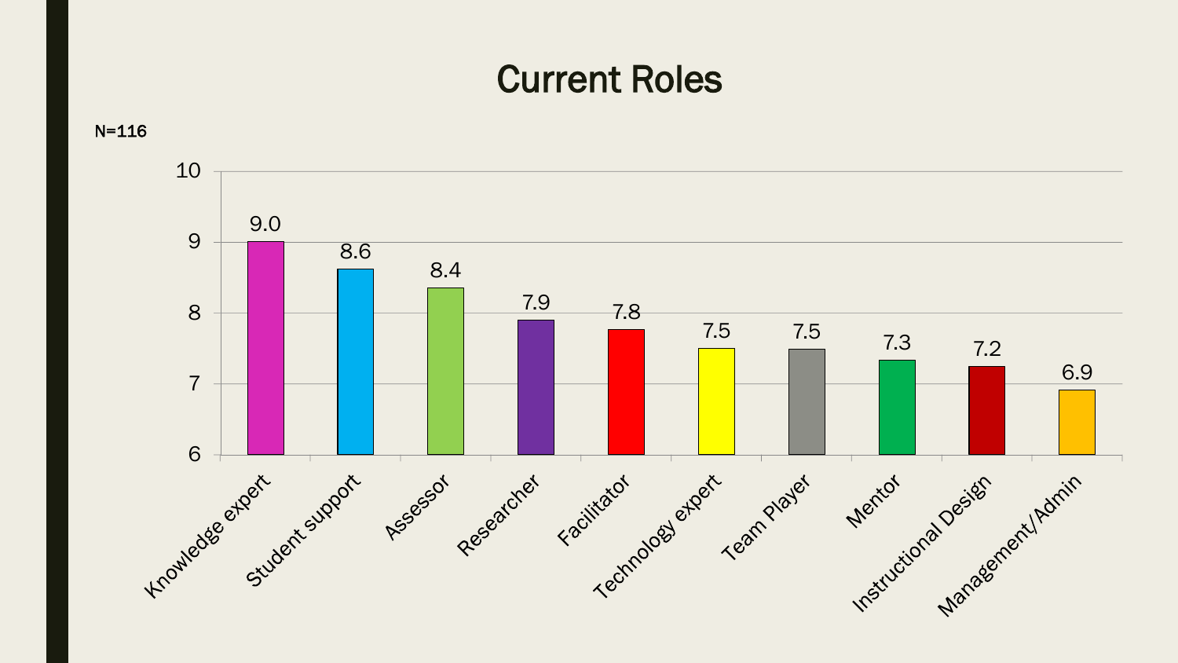# Current Roles

N=116

| Role | Score |
| --- | --- |
| Knowledge expert | 9.0 |
| Student support | 8.6 |
| Assessor | 8.4 |
| Researcher | 7.9 |
| Facilitator | 7.8 |
| Technology expert | 7.5 |
| Team Player | 7.5 |
| Mentor | 7.3 |
| Instructional Design | 7.2 |
| Management/Admin | 6.9 |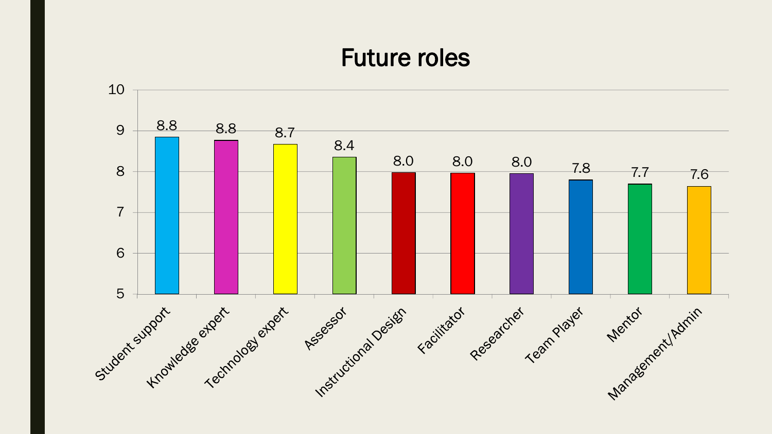# Future roles

| Role | Score |
| --- | --- |
| Student support | 8.8 |
| Knowledge expert | 8.8 |
| Technology expert | 8.7 |
| Assessor | 8.4 |
| Instructional Design | 8.0 |
| Facilitator | 8.0 |
| Researcher | 8.0 |
| Team Player | 7.8 |
| Mentor | 7.7 |
| Management/Admin | 7.6 |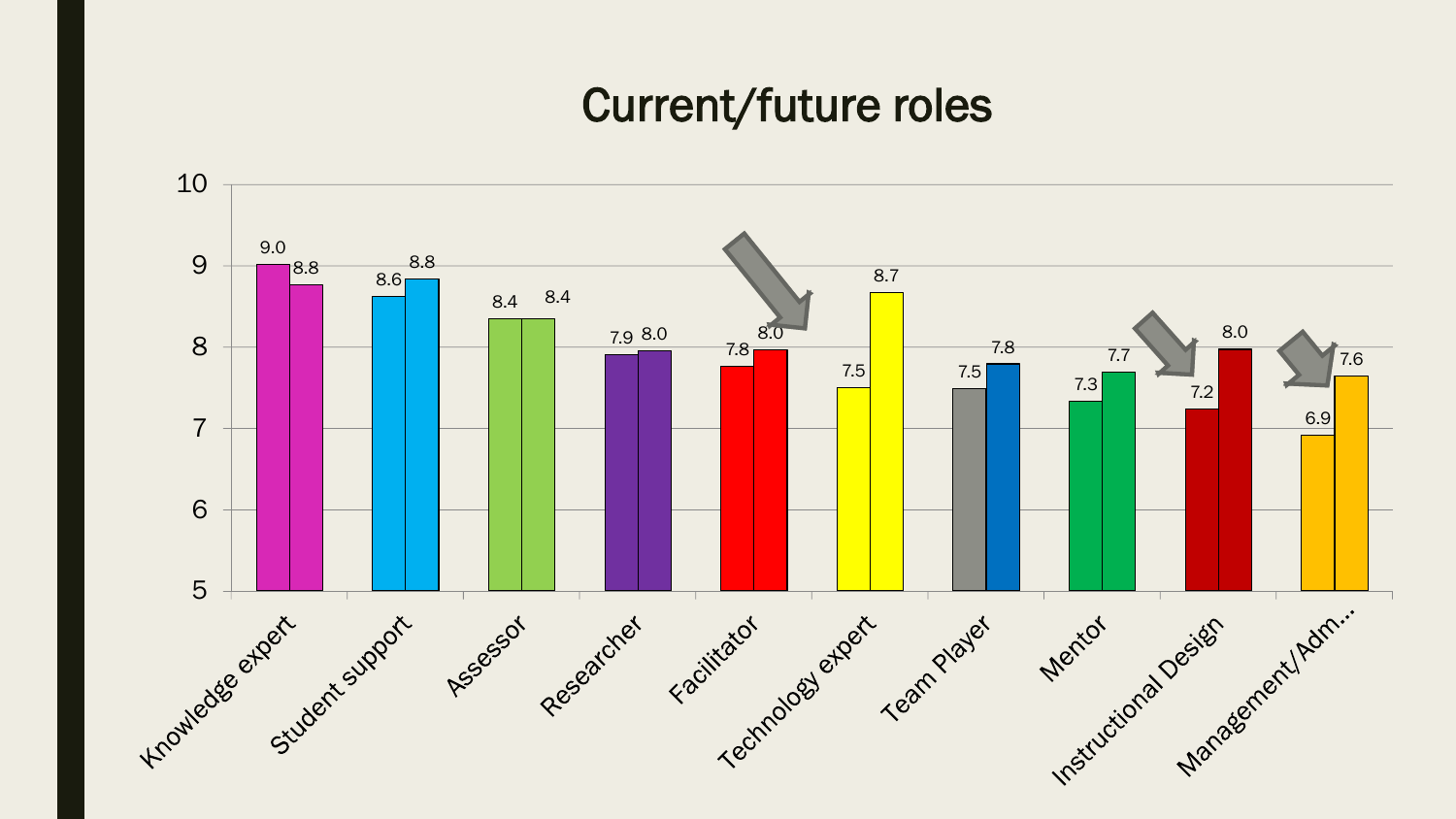# Current/future roles

| Role | Current | Future |
| --- | --- | --- |
| Knowledge expert | 9.0 | 8.8 |
| Student support | 8.6 | 8.8 |
| Assessor | 8.4 | 8.4 |
| Researcher | 7.9 | 8.0 |
| Facilitator | 7.8 | 8.0 |
| Technology expert | 7.5 | 8.7 |
| Team Player | 7.5 | 7.8 |
| Mentor | 7.3 | 7.7 |
| Instructional Design | 7.2 | 8.0 |
| Management/Adm… | 6.9 | 7.6 |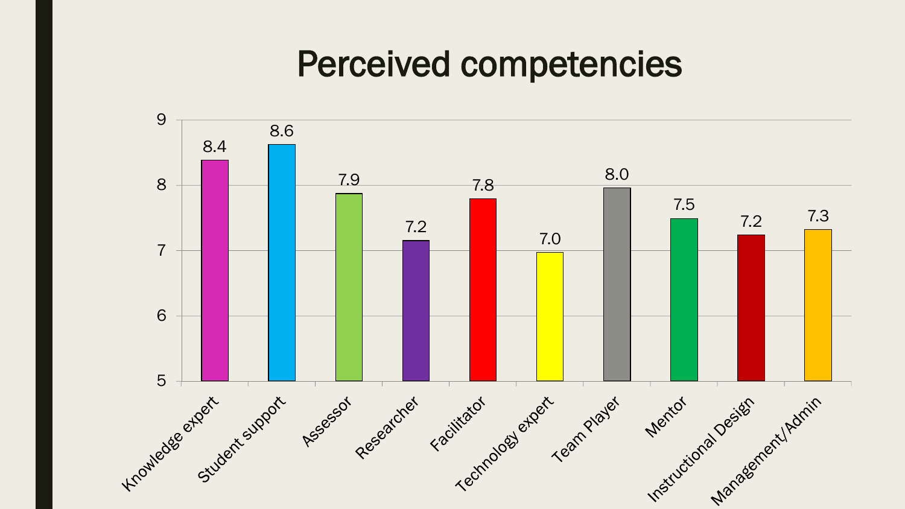# Perceived competencies

| Competency | Score |
| --- | --- |
| Knowledge expert | 8.4 |
| Student support | 8.6 |
| Assessor | 7.9 |
| Researcher | 7.2 |
| Facilitator | 7.8 |
| Technology expert | 7.0 |
| Team Player | 8.0 |
| Mentor | 7.5 |
| Instructional Design | 7.2 |
| Management/Admin | 7.3 |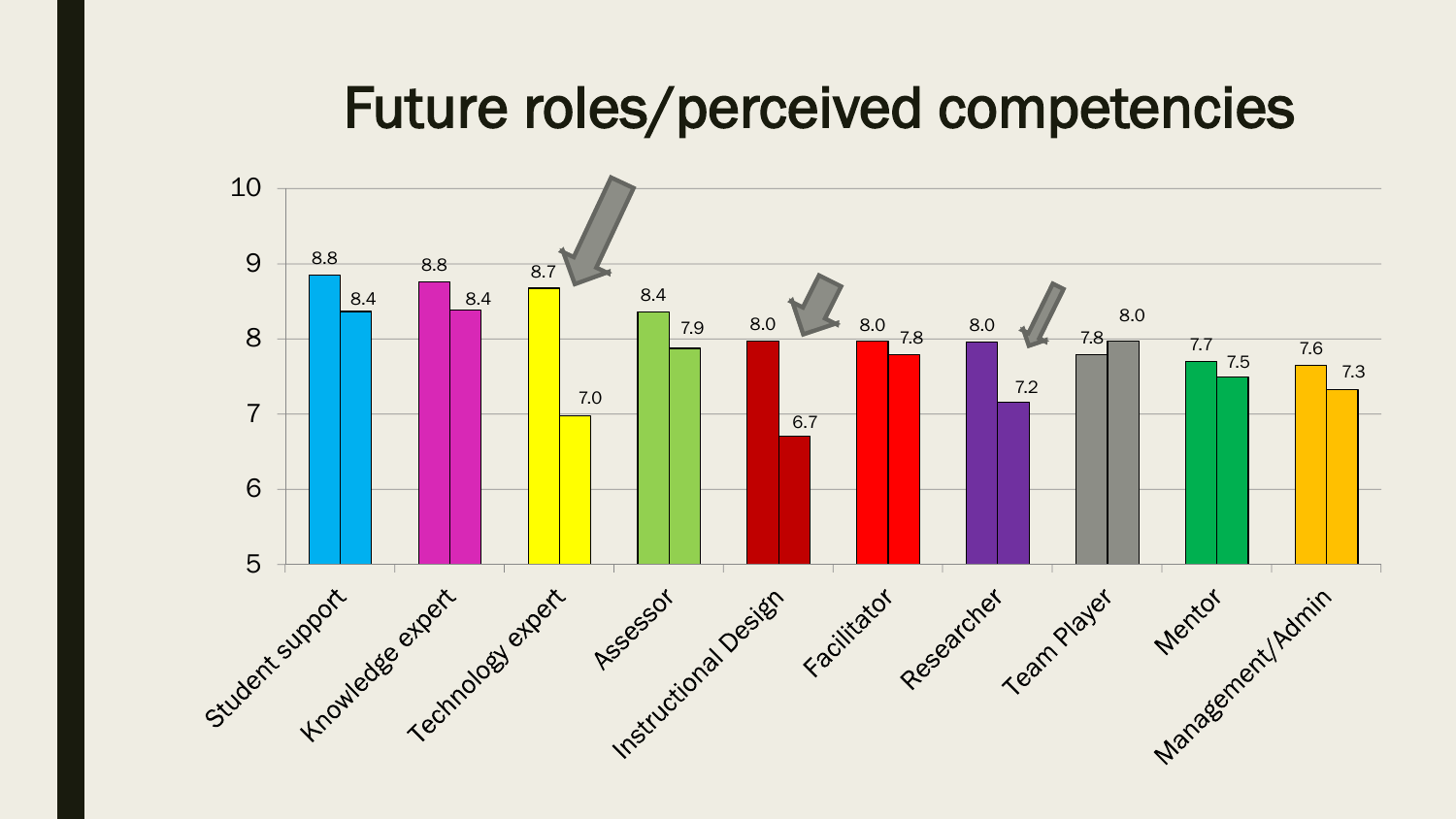# Future roles/perceived competencies

| Role | Bar 1 | Bar 2 |
| --- | --- | --- |
| Student support | 8.8 | 8.4 |
| Knowledge expert | 8.8 | 8.4 |
| Technology expert | 8.7 | 7.0 |
| Assessor | 8.4 | 7.9 |
| Instructional Design | 8.0 | 6.7 |
| Facilitator | 8.0 | 7.8 |
| Researcher | 8.0 | 7.2 |
| Team Player | 7.8 | 8.0 |
| Mentor | 7.7 | 7.5 |
| Management/Admin | 7.6 | 7.3 |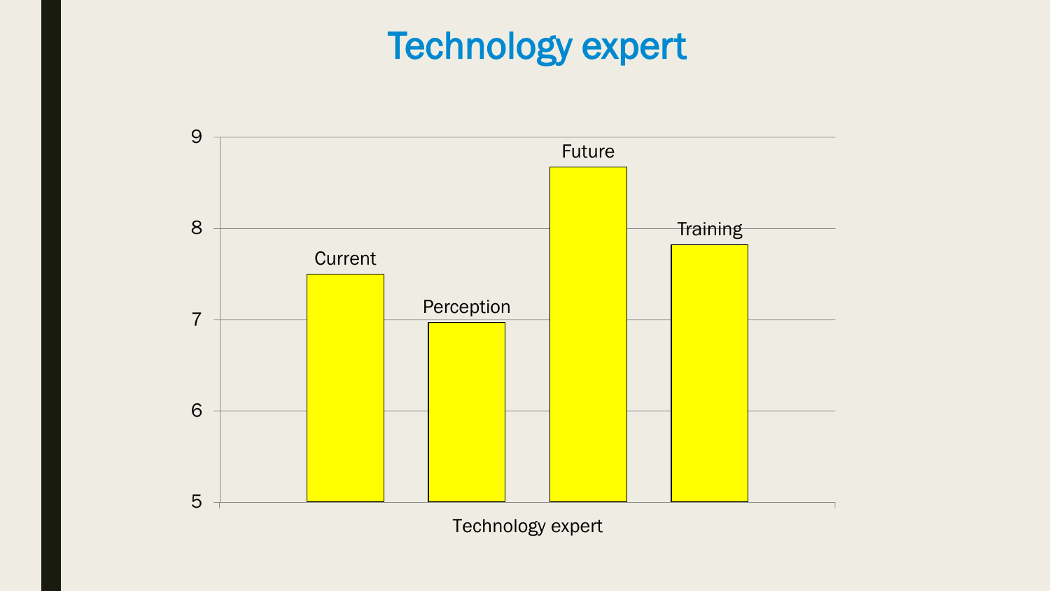# Technology expert

| Technology expert | Value |
| --- | --- |
| Current | 7.5 |
| Perception | 6.97 |
| Future | 8.67 |
| Training | 7.82 |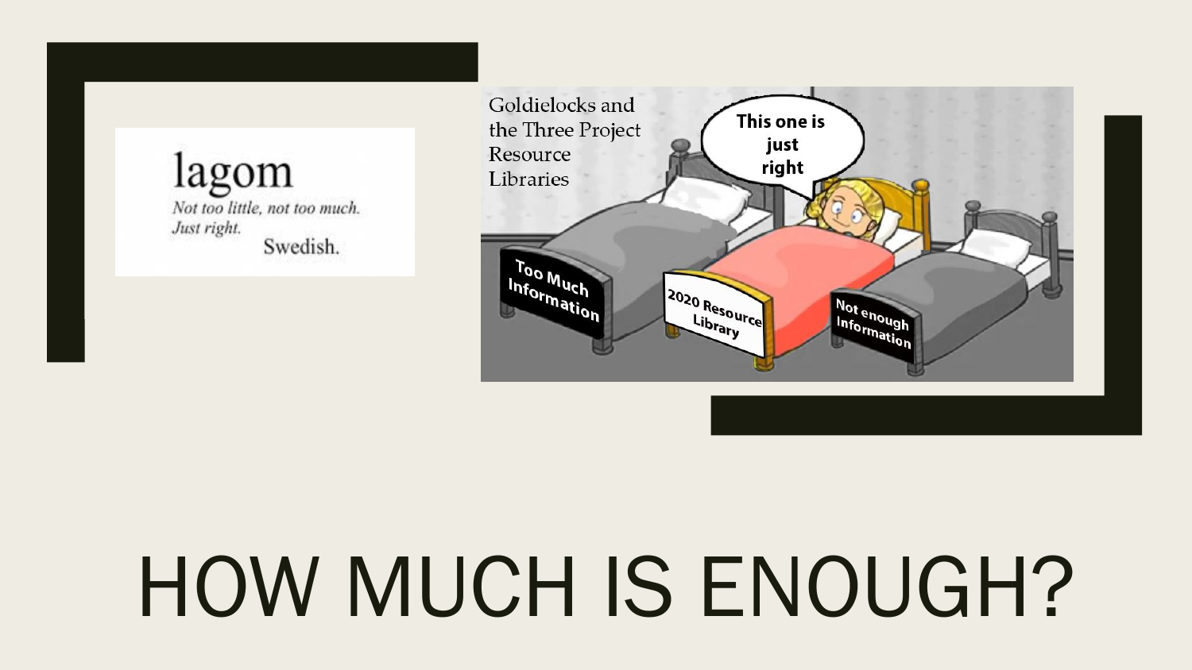lagom

*Not too little, not too much.*
*Just right.*

Swedish.

Goldielocks and the Three Project Resource Libraries

This one is just right

Too Much Information

2020 Resource Library

Not enough Information

# HOW MUCH IS ENOUGH?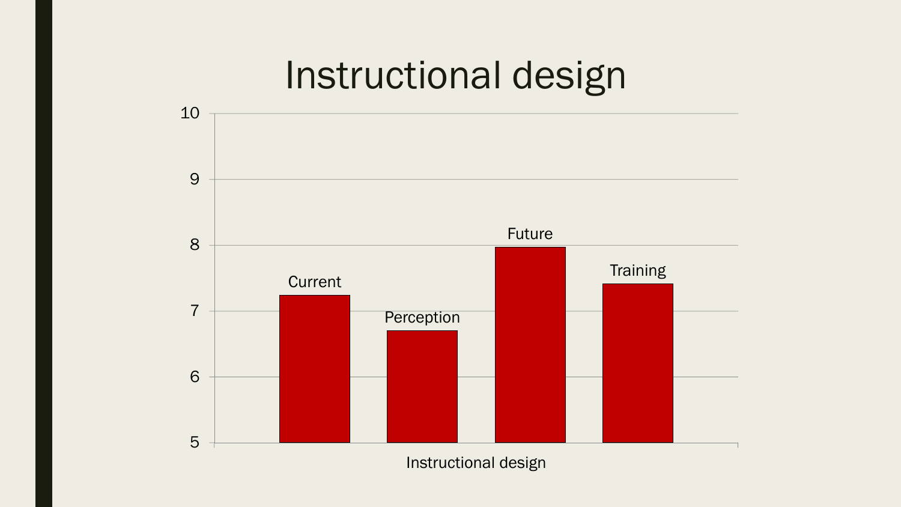# Instructional design

10

9

8

7

6

5

Current

Perception

Future

Training

Instructional design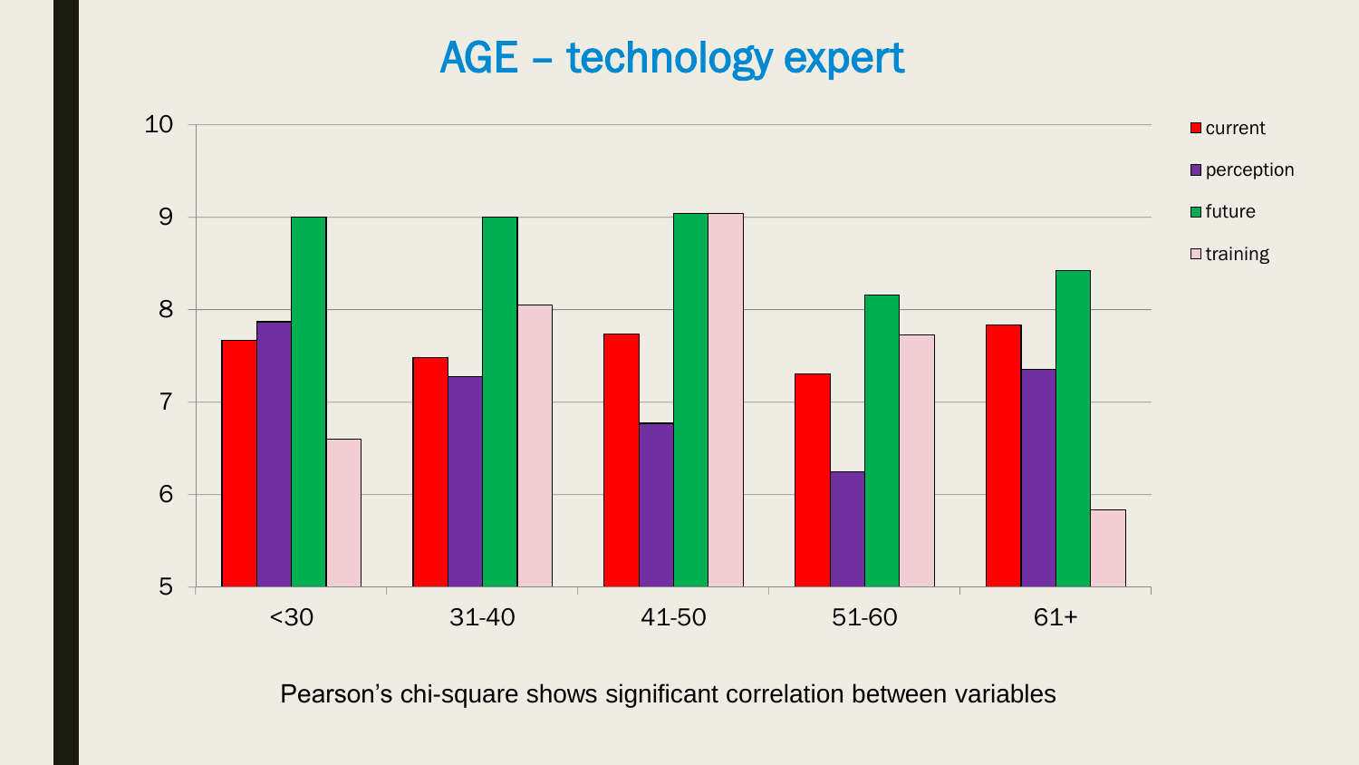# AGE – technology expert

Pearson's chi-square shows significant correlation between variables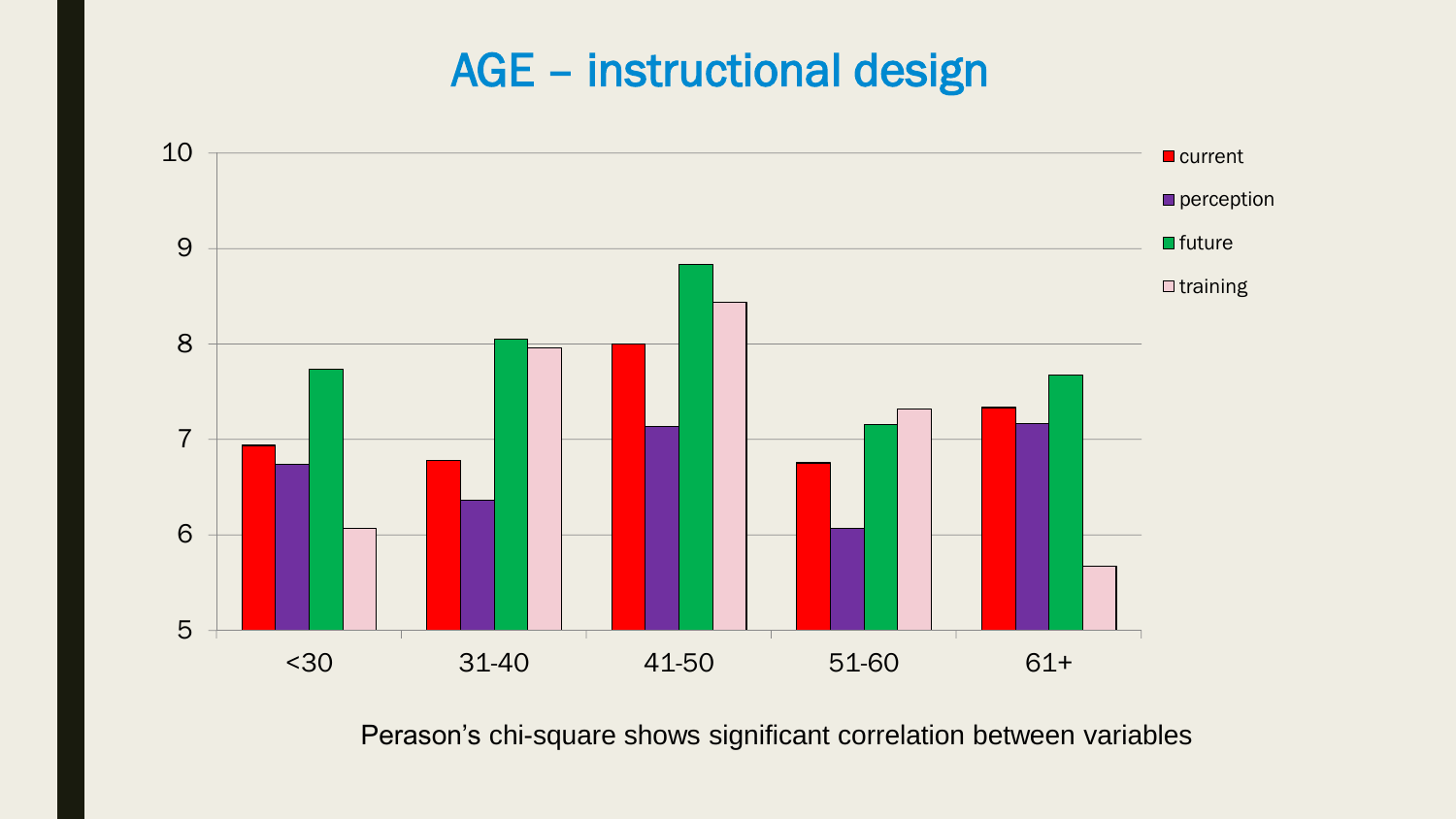# AGE – instructional design

Perason's chi-square shows significant correlation between variables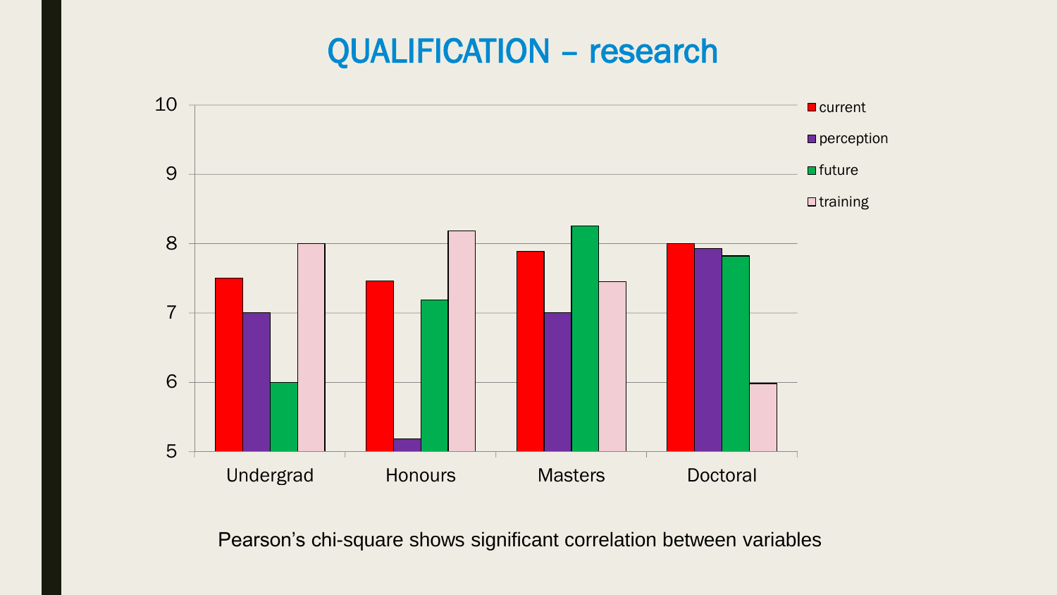# QUALIFICATION – research

Pearson's chi-square shows significant correlation between variables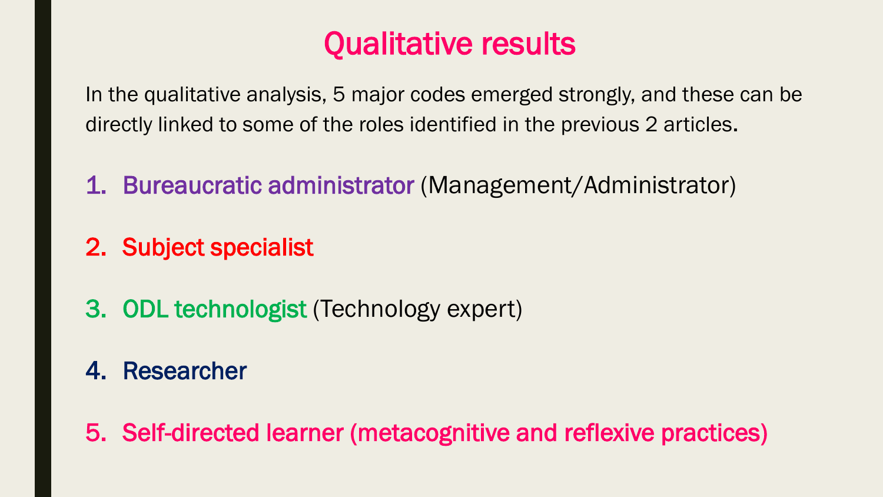# Qualitative results

In the qualitative analysis, 5 major codes emerged strongly, and these can be directly linked to some of the roles identified in the previous 2 articles.

1. Bureaucratic administrator (Management/Administrator)
2. Subject specialist
3. ODL technologist (Technology expert)
4. Researcher
5. Self-directed learner (metacognitive and reflexive practices)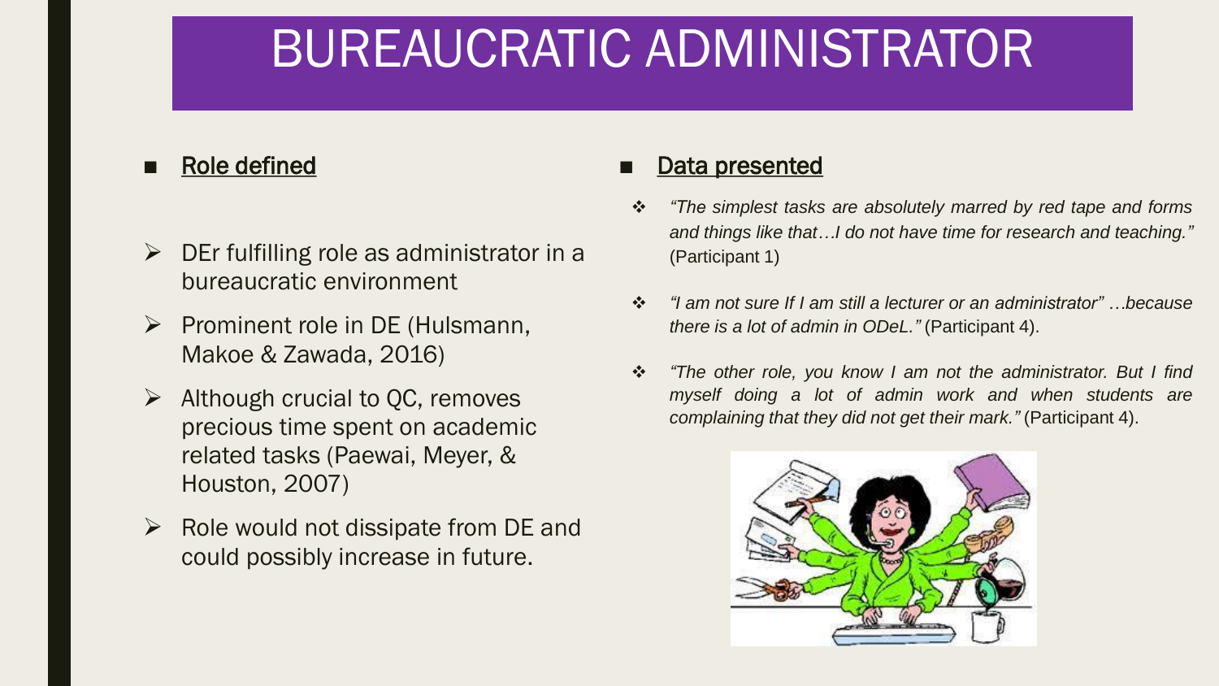# BUREAUCRATIC ADMINISTRATOR

- <u>Role defined</u>

  - DEr fulfilling role as administrator in a bureaucratic environment
  - Prominent role in DE (Hulsmann, Makoe & Zawada, 2016)
  - Although crucial to QC, removes precious time spent on academic related tasks (Paewai, Meyer, & Houston, 2007)
  - Role would not dissipate from DE and could possibly increase in future.

- <u>Data presented</u>

  - *"The simplest tasks are absolutely marred by red tape and forms and things like that…I do not have time for research and teaching."* (Participant 1)
  - *"I am not sure If I am still a lecturer or an administrator" …because there is a lot of admin in ODeL."* (Participant 4).
  - *"The other role, you know I am not the administrator. But I find myself doing a lot of admin work and when students are complaining that they did not get their mark."* (Participant 4).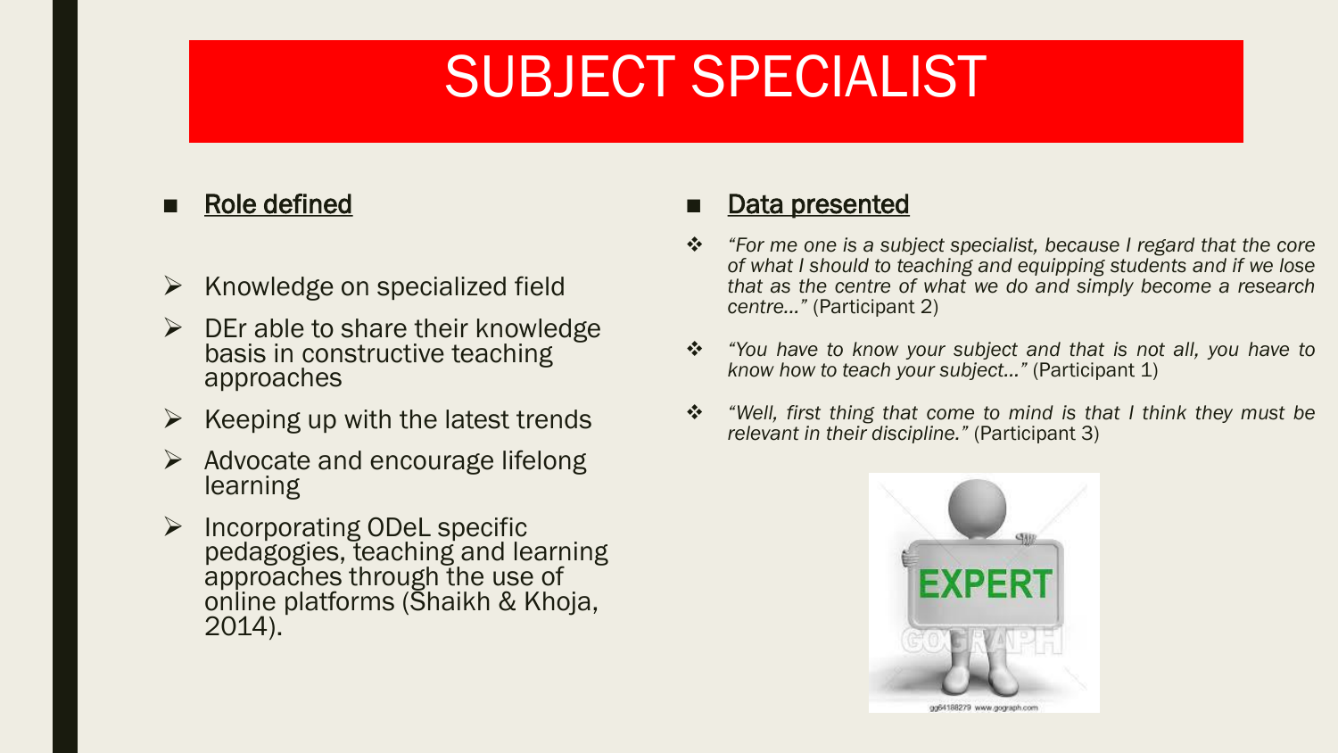# SUBJECT SPECIALIST

- **Role defined**

  - Knowledge on specialized field
  - DEr able to share their knowledge basis in constructive teaching approaches
  - Keeping up with the latest trends
  - Advocate and encourage lifelong learning
  - Incorporating ODeL specific pedagogies, teaching and learning approaches through the use of online platforms (Shaikh & Khoja, 2014).

- **Data presented**

  - *"For me one is a subject specialist, because I regard that the core of what I should to teaching and equipping students and if we lose that as the centre of what we do and simply become a research centre…"* (Participant 2)
  - *"You have to know your subject and that is not all, you have to know how to teach your subject…"* (Participant 1)
  - *"Well, first thing that come to mind is that I think they must be relevant in their discipline."* (Participant 3)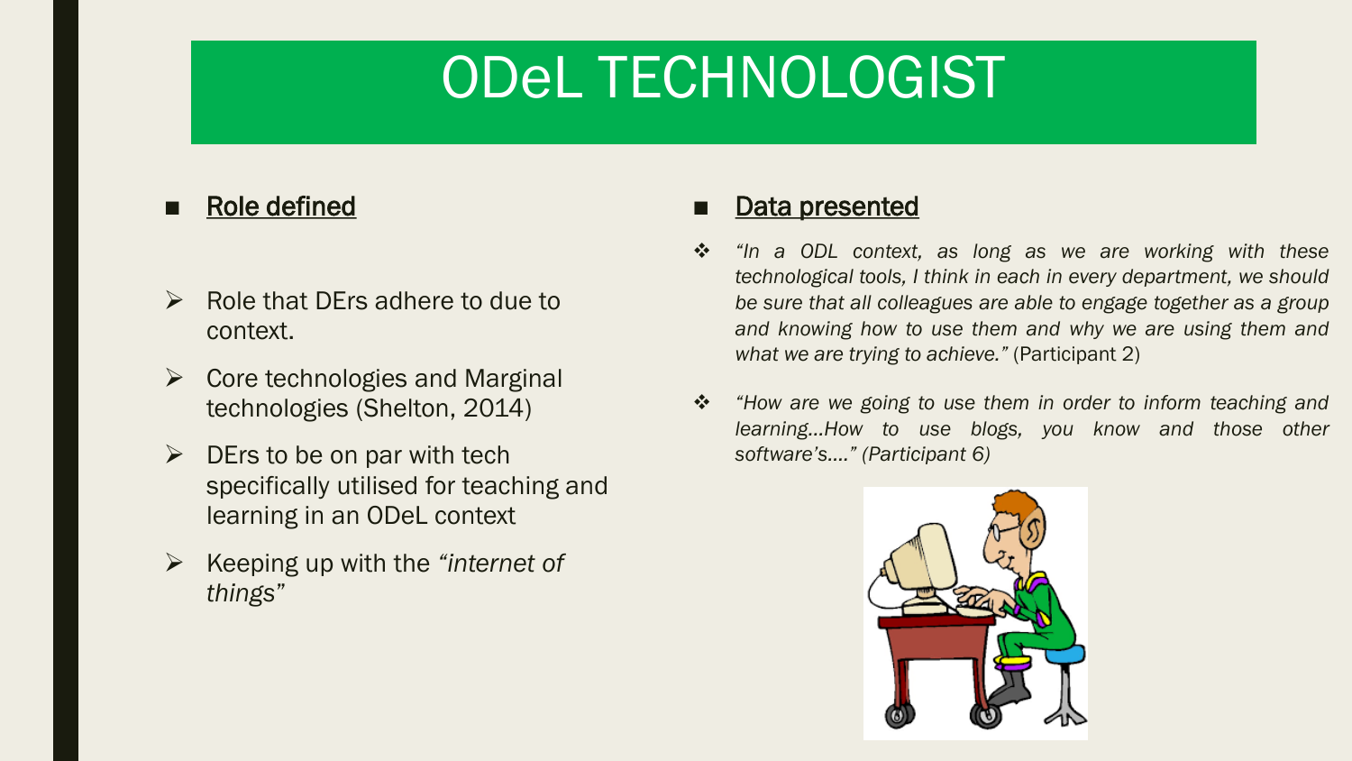# ODeL TECHNOLOGIST

- **Role defined**

  - Role that DErs adhere to due to context.
  - Core technologies and Marginal technologies (Shelton, 2014)
  - DErs to be on par with tech specifically utilised for teaching and learning in an ODeL context
  - Keeping up with the *"internet of things"*

- **Data presented**

  - *"In a ODL context, as long as we are working with these technological tools, I think in each in every department, we should be sure that all colleagues are able to engage together as a group and knowing how to use them and why we are using them and what we are trying to achieve."* (Participant 2)
  - *"How are we going to use them in order to inform teaching and learning…How to use blogs, you know and those other software's…." (Participant 6)*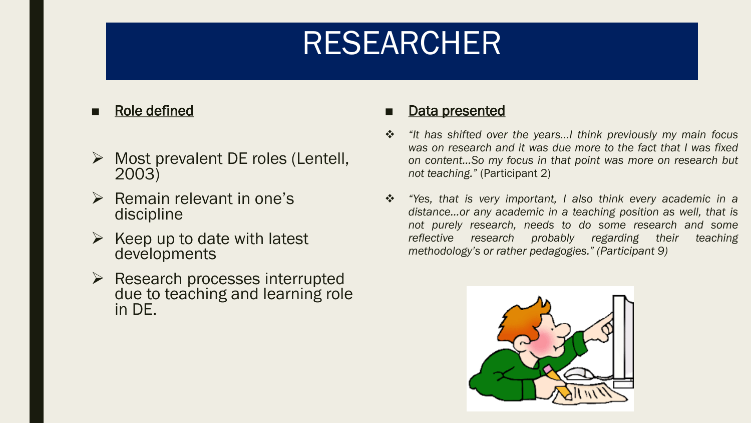# RESEARCHER

- **Role defined**

- Most prevalent DE roles (Lentell, 2003)
- Remain relevant in one's discipline
- Keep up to date with latest developments
- Research processes interrupted due to teaching and learning role in DE.

- **Data presented**

- *"It has shifted over the years…I think previously my main focus was on research and it was due more to the fact that I was fixed on content…So my focus in that point was more on research but not teaching."* (Participant 2)
- *"Yes, that is very important, I also think every academic in a distance…or any academic in a teaching position as well, that is not purely research, needs to do some research and some reflective research probably regarding their teaching methodology's or rather pedagogies." (Participant 9)*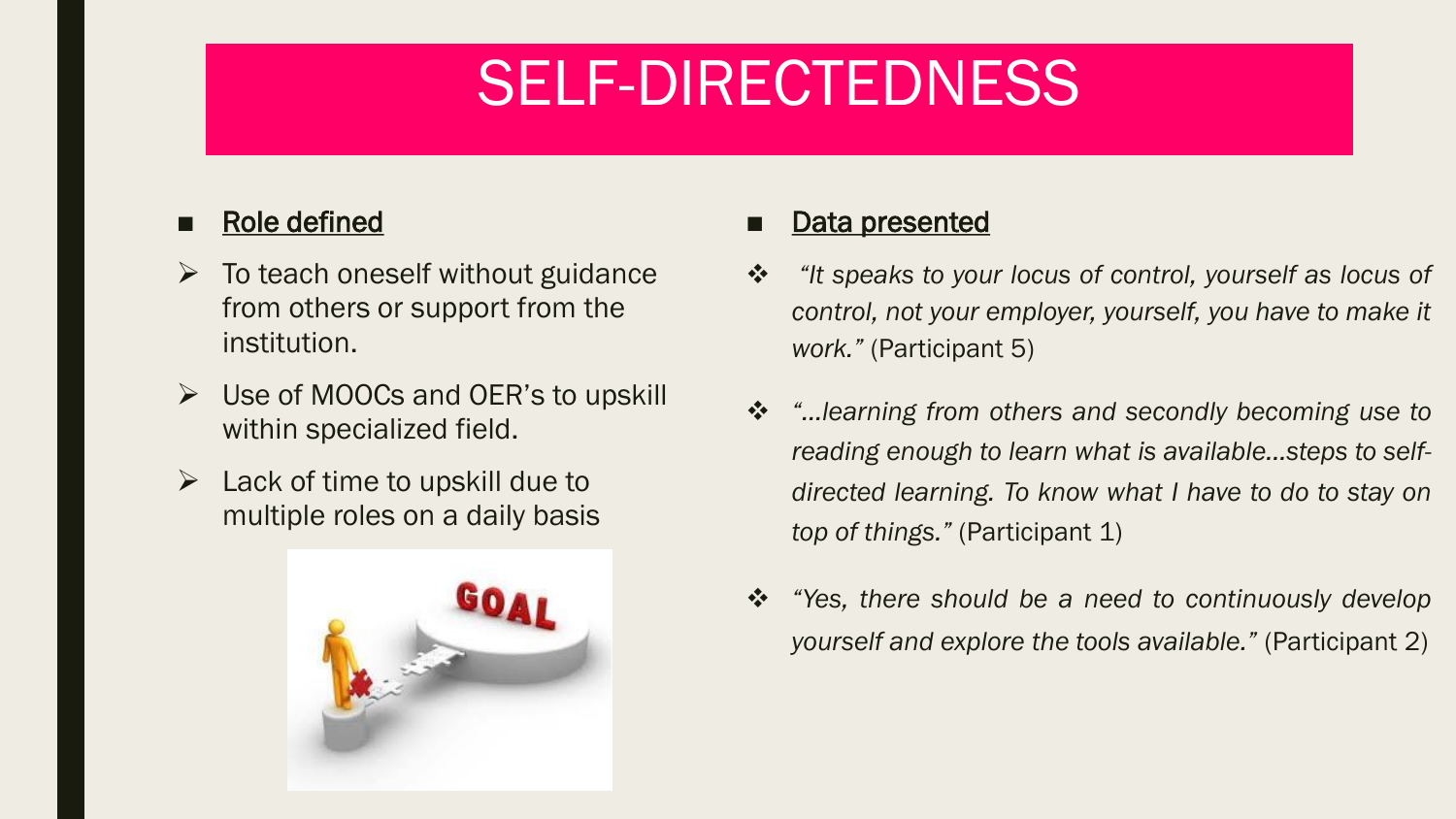# SELF-DIRECTEDNESS

- <u>Role defined</u>
  - To teach oneself without guidance from others or support from the institution.
  - Use of MOOCs and OER's to upskill within specialized field.
  - Lack of time to upskill due to multiple roles on a daily basis

- <u>Data presented</u>
  - *"It speaks to your locus of control, yourself as locus of control, not your employer, yourself, you have to make it work."* (Participant 5)
  - *"…learning from others and secondly becoming use to reading enough to learn what is available…steps to self-directed learning. To know what I have to do to stay on top of things."* (Participant 1)
  - *"Yes, there should be a need to continuously develop yourself and explore the tools available."* (Participant 2)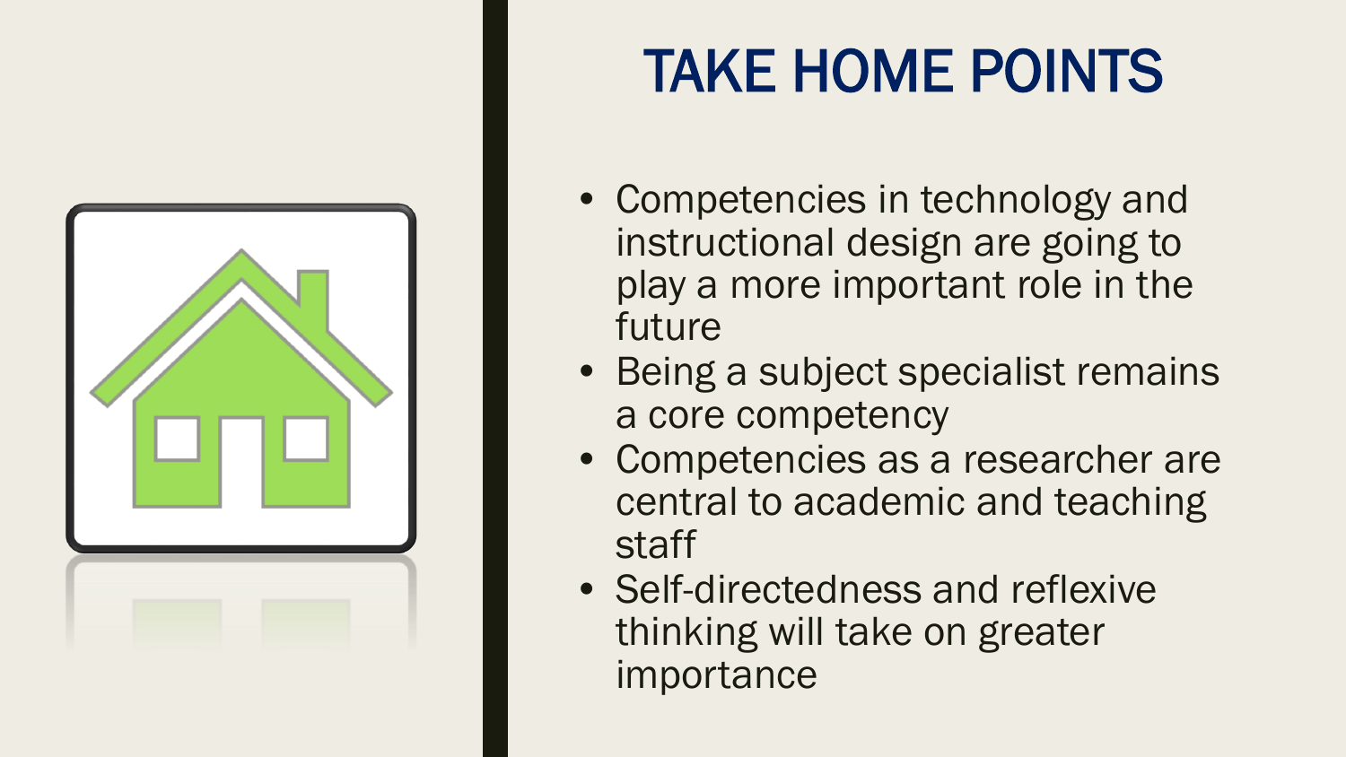# TAKE HOME POINTS

- Competencies in technology and instructional design are going to play a more important role in the future
- Being a subject specialist remains a core competency
- Competencies as a researcher are central to academic and teaching staff
- Self-directedness and reflexive thinking will take on greater importance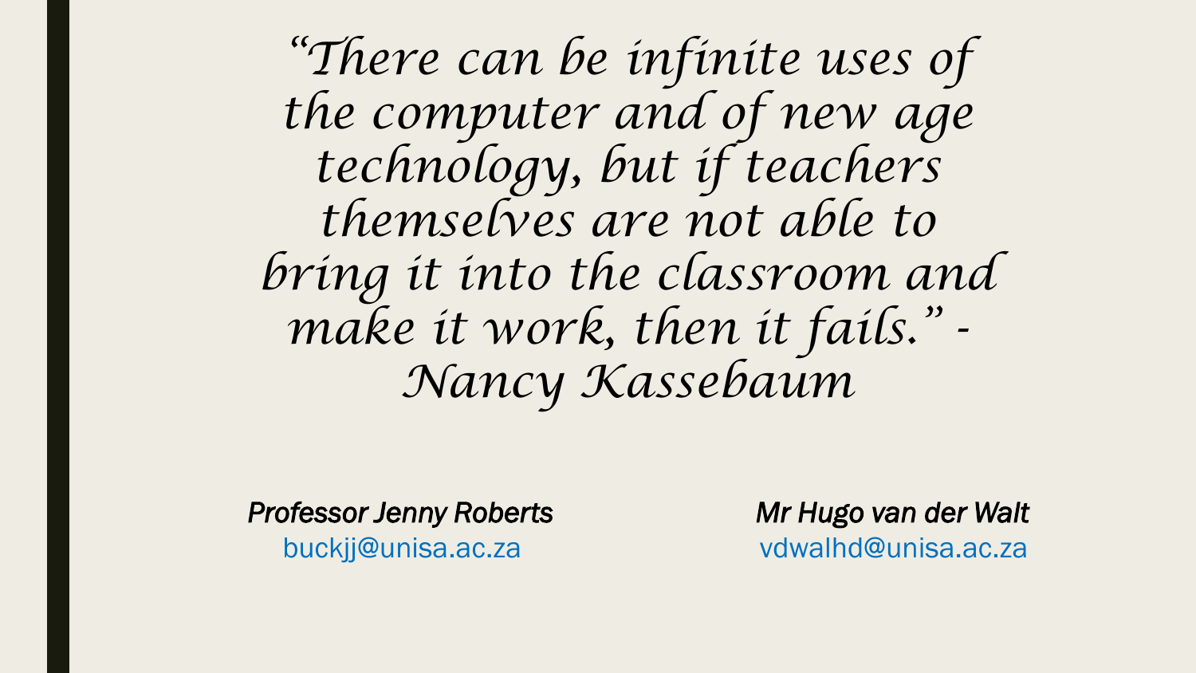*"There can be infinite uses of the computer and of new age technology, but if teachers themselves are not able to bring it into the classroom and make it work, then it fails." - Nancy Kassebaum*

*Professor Jenny Roberts*
buckjj@unisa.ac.za

*Mr Hugo van der Walt*
vdwalhd@unisa.ac.za